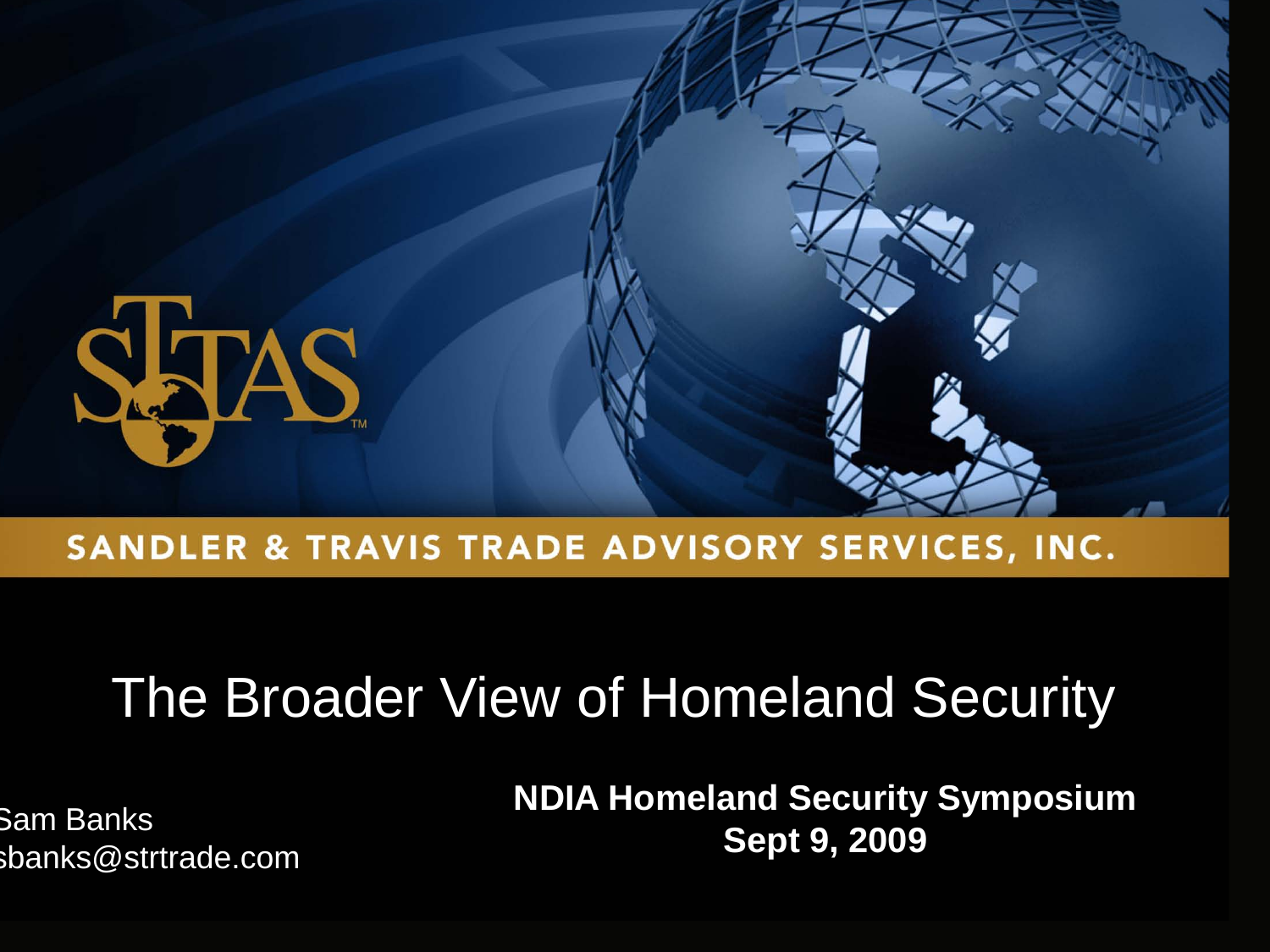SANDLER & TRAVIS TRADE ADVISORY SERVICES, INC.

# The Broader View of Homeland Security

Sam Banks
sbanks@strtrade.com

**NDIA Homeland Security Symposium**
**Sept 9, 2009**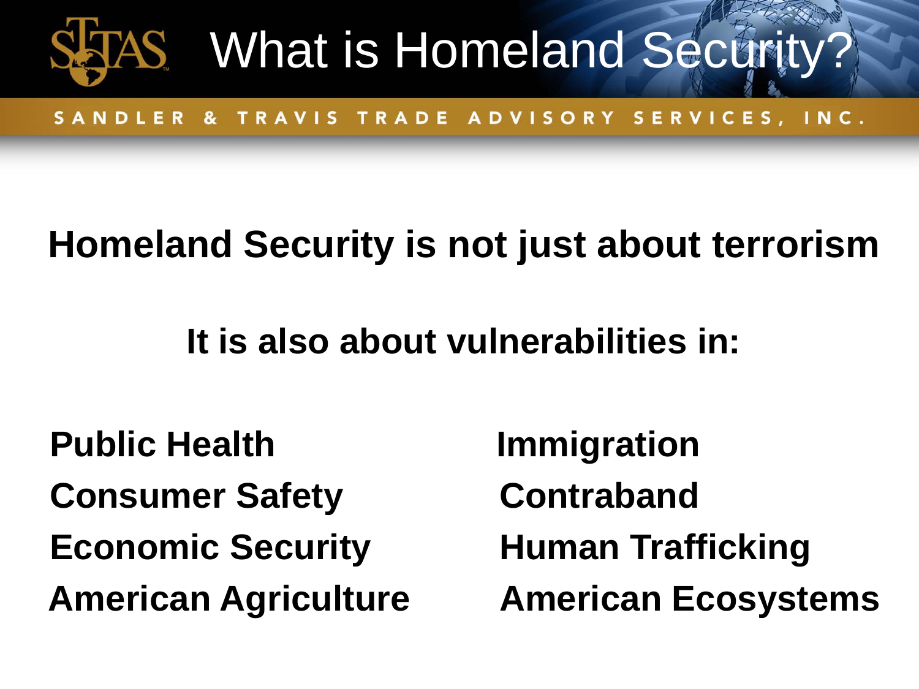# What is Homeland Security?

SANDLER & TRAVIS TRADE ADVISORY SERVICES, INC.

**Homeland Security is not just about terrorism**

**It is also about vulnerabilities in:**

- **Public Health**
- **Consumer Safety**
- **Economic Security**
- **American Agriculture**
- **Immigration**
- **Contraband**
- **Human Trafficking**
- **American Ecosystems**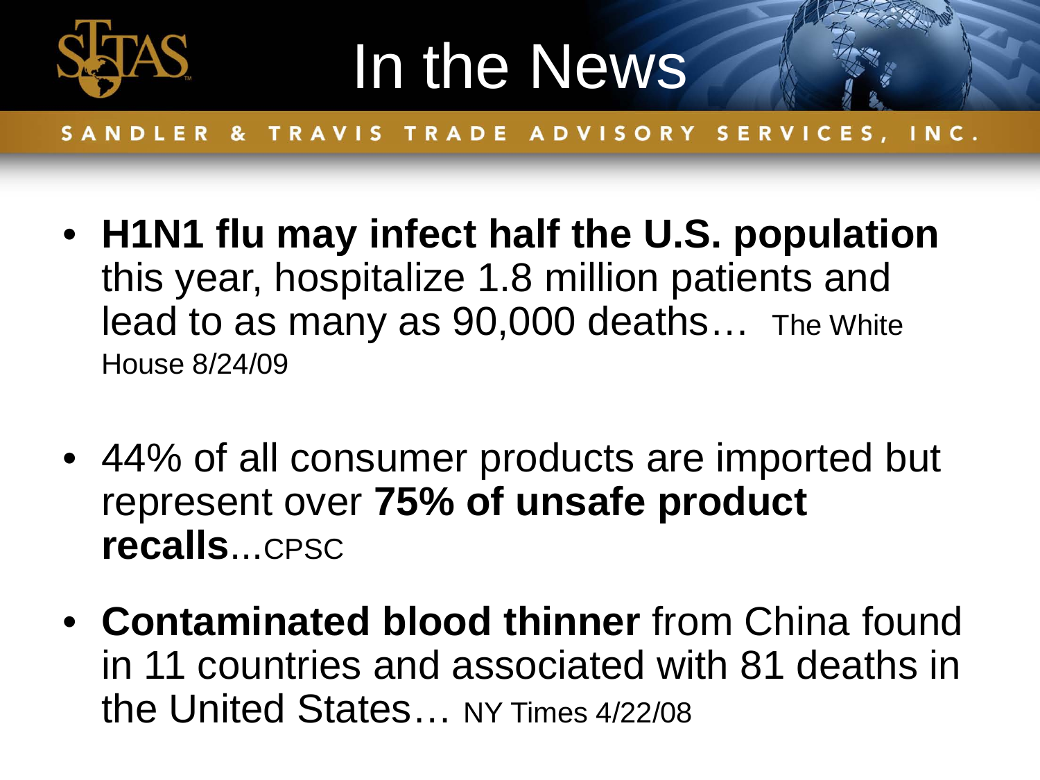# In the News

SANDLER & TRAVIS TRADE ADVISORY SERVICES, INC.

- **H1N1 flu may infect half the U.S. population** this year, hospitalize 1.8 million patients and lead to as many as 90,000 deaths… The White House 8/24/09
- 44% of all consumer products are imported but represent over **75% of unsafe product recalls**...CPSC
- **Contaminated blood thinner** from China found in 11 countries and associated with 81 deaths in the United States… NY Times 4/22/08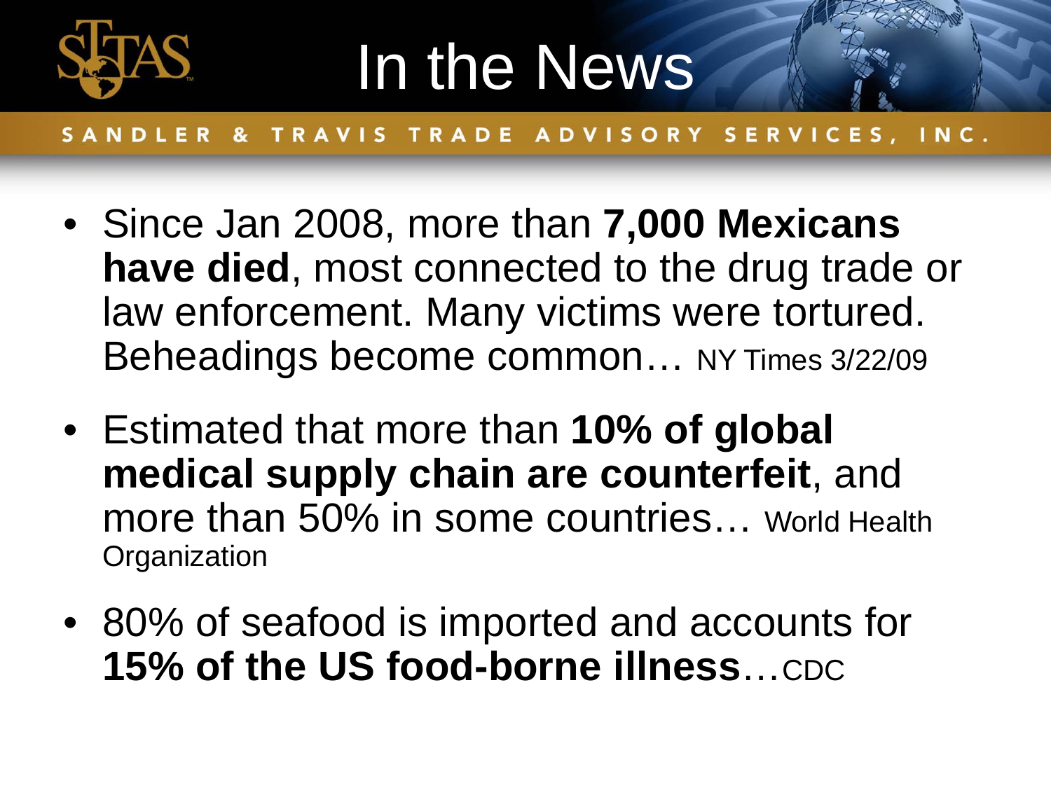# In the News

SANDLER & TRAVIS TRADE ADVISORY SERVICES, INC.

- Since Jan 2008, more than **7,000 Mexicans have died**, most connected to the drug trade or law enforcement. Many victims were tortured. Beheadings become common… NY Times 3/22/09
- Estimated that more than **10% of global medical supply chain are counterfeit**, and more than 50% in some countries… World Health Organization
- 80% of seafood is imported and accounts for **15% of the US food-borne illness**…CDC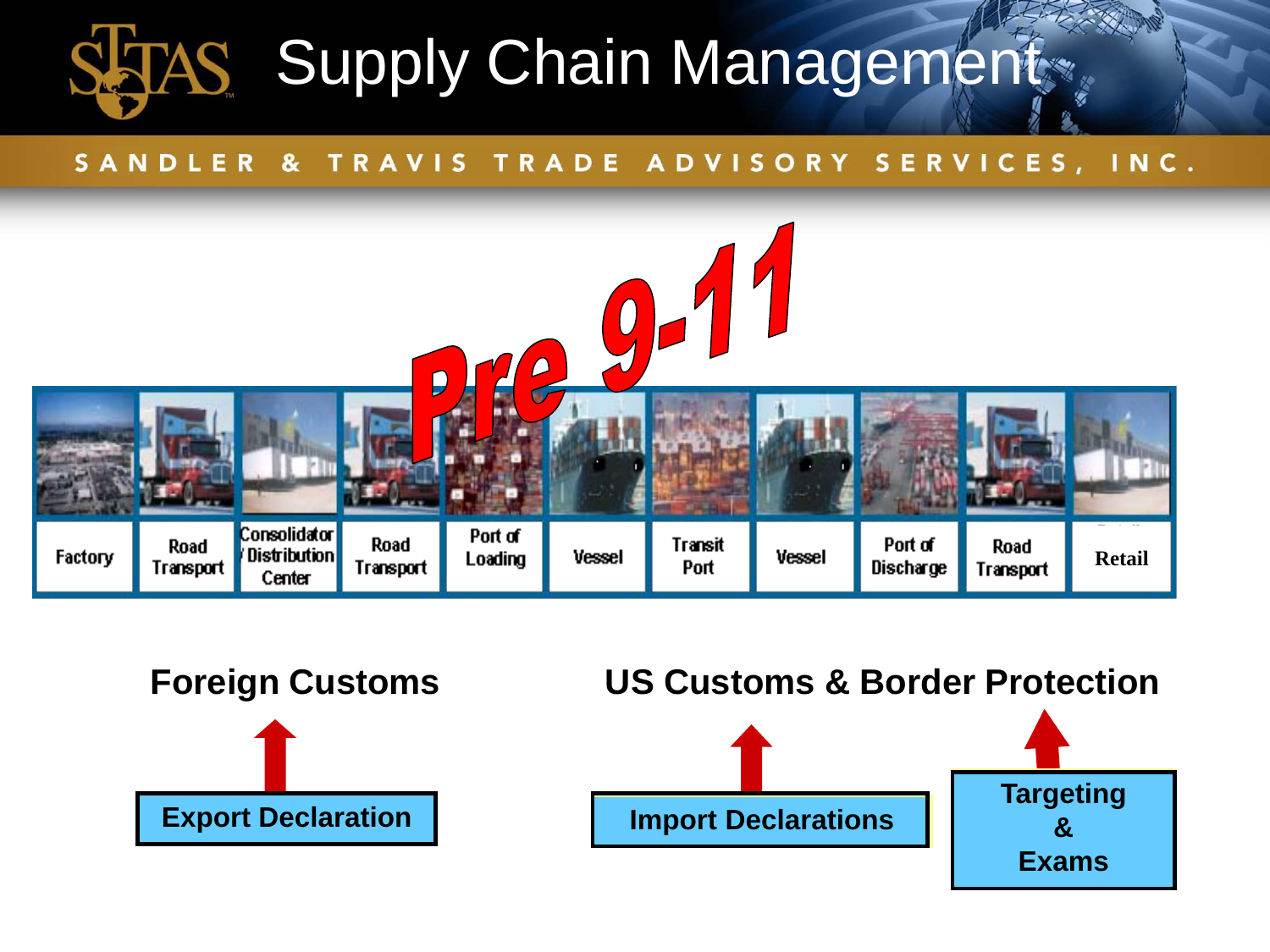# Supply Chain Management

SANDLER & TRAVIS TRADE ADVISORY SERVICES, INC.

**Pre 9-11**

| Factory | Road Transport | Consolidator / Distribution Center | Road Transport | Port of Loading | Vessel | Transit Port | Vessel | Port of Discharge | Road Transport | Retail |
|---|---|---|---|---|---|---|---|---|---|---|

**Foreign Customs**

**Export Declaration**

**US Customs & Border Protection**

**Import Declarations**

**Targeting & Exams**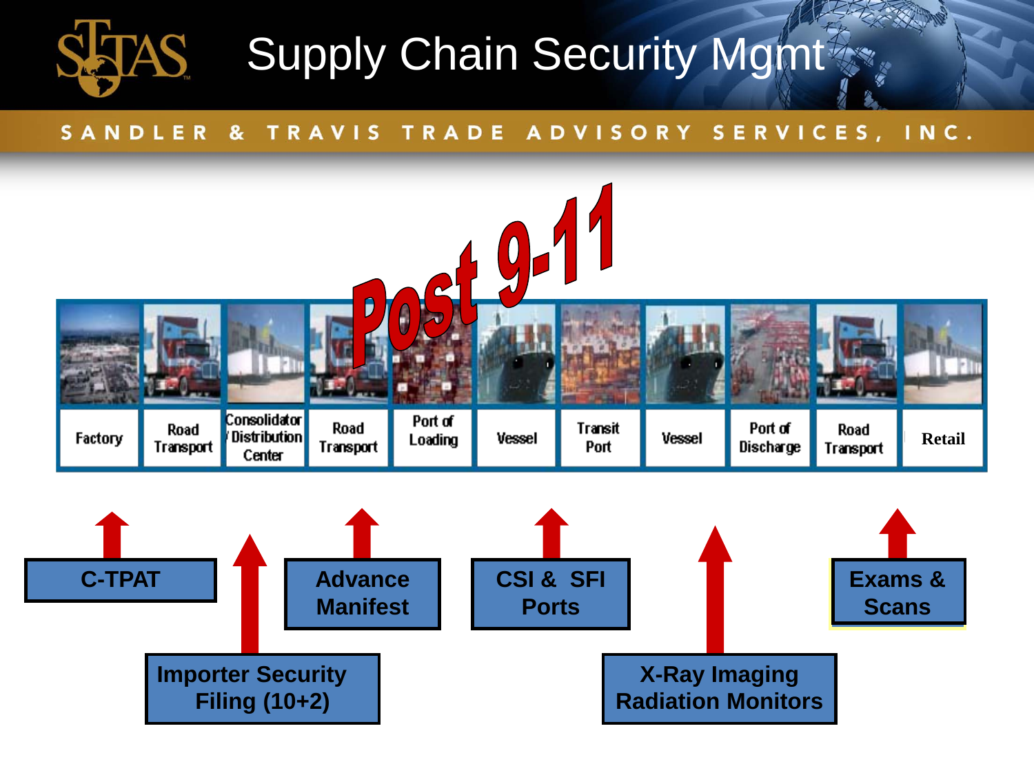# Supply Chain Security Mgmt

**Post 9-11**

| Factory | Road Transport | Consolidator / Distribution Center | Road Transport | Port of Loading | Vessel | Transit Port | Vessel | Port of Discharge | Road Transport | Retail |
|---|---|---|---|---|---|---|---|---|---|---|

- **C-TPAT**
- **Importer Security Filing (10+2)**
- **Advance Manifest**
- **CSI & SFI Ports**
- **X-Ray Imaging Radiation Monitors**
- **Exams & Scans**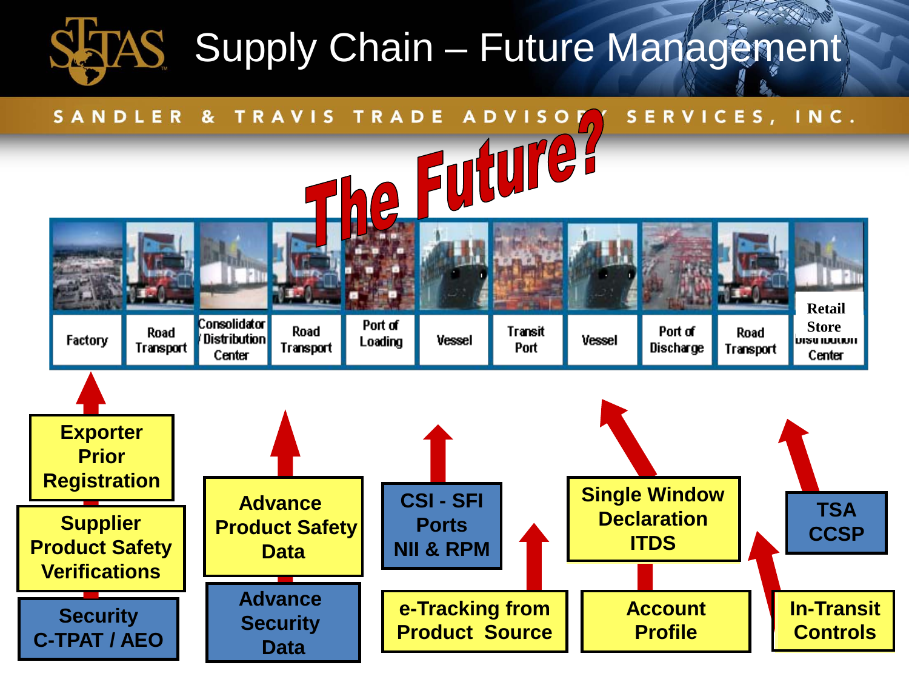# Supply Chain – Future Management

SANDLER & TRAVIS TRADE ADVISORY SERVICES, INC.

**The Future?**

| Factory | Road Transport | Consolidator / Distribution Center | Road Transport | Port of Loading | Vessel | Transit Port | Vessel | Port of Discharge | Road Transport | Retail Store Distribution Center |
|---|---|---|---|---|---|---|---|---|---|---|

- **Exporter Prior Registration**
- **Supplier Product Safety Verifications**
- **Security C-TPAT / AEO**
- **Advance Product Safety Data**
- **Advance Security Data**
- **CSI - SFI Ports NII & RPM**
- **e-Tracking from Product Source**
- **Single Window Declaration ITDS**
- **Account Profile**
- **TSA CCSP**
- **In-Transit Controls**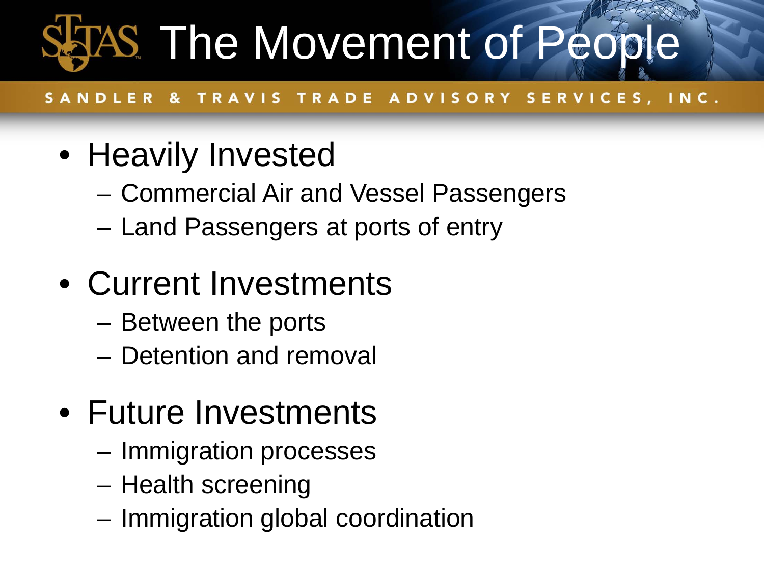# The Movement of People

- Heavily Invested
  - Commercial Air and Vessel Passengers
  - Land Passengers at ports of entry
- Current Investments
  - Between the ports
  - Detention and removal
- Future Investments
  - Immigration processes
  - Health screening
  - Immigration global coordination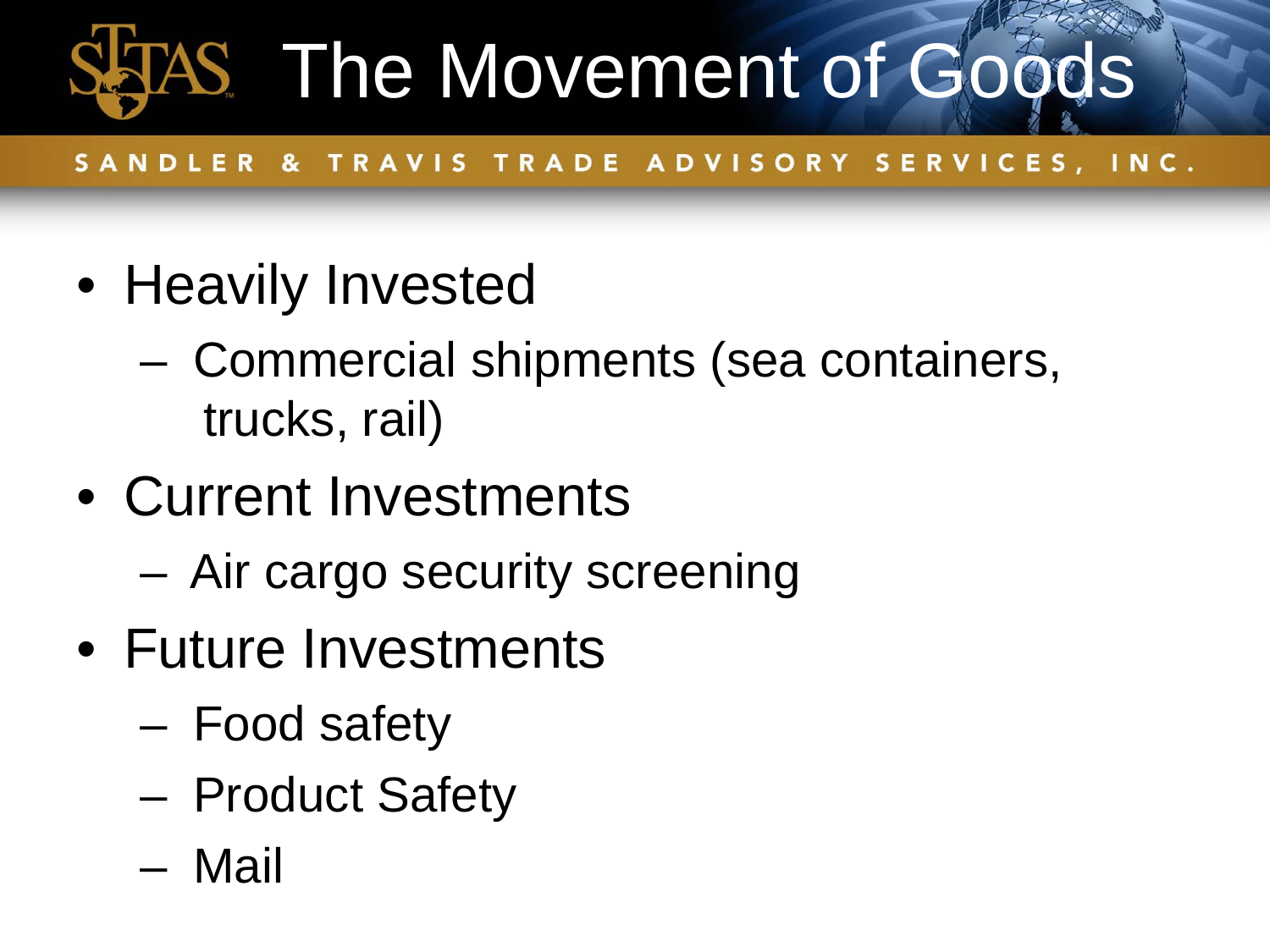# The Movement of Goods

SANDLER & TRAVIS TRADE ADVISORY SERVICES, INC.

- Heavily Invested
  - Commercial shipments (sea containers, trucks, rail)
- Current Investments
  - Air cargo security screening
- Future Investments
  - Food safety
  - Product Safety
  - Mail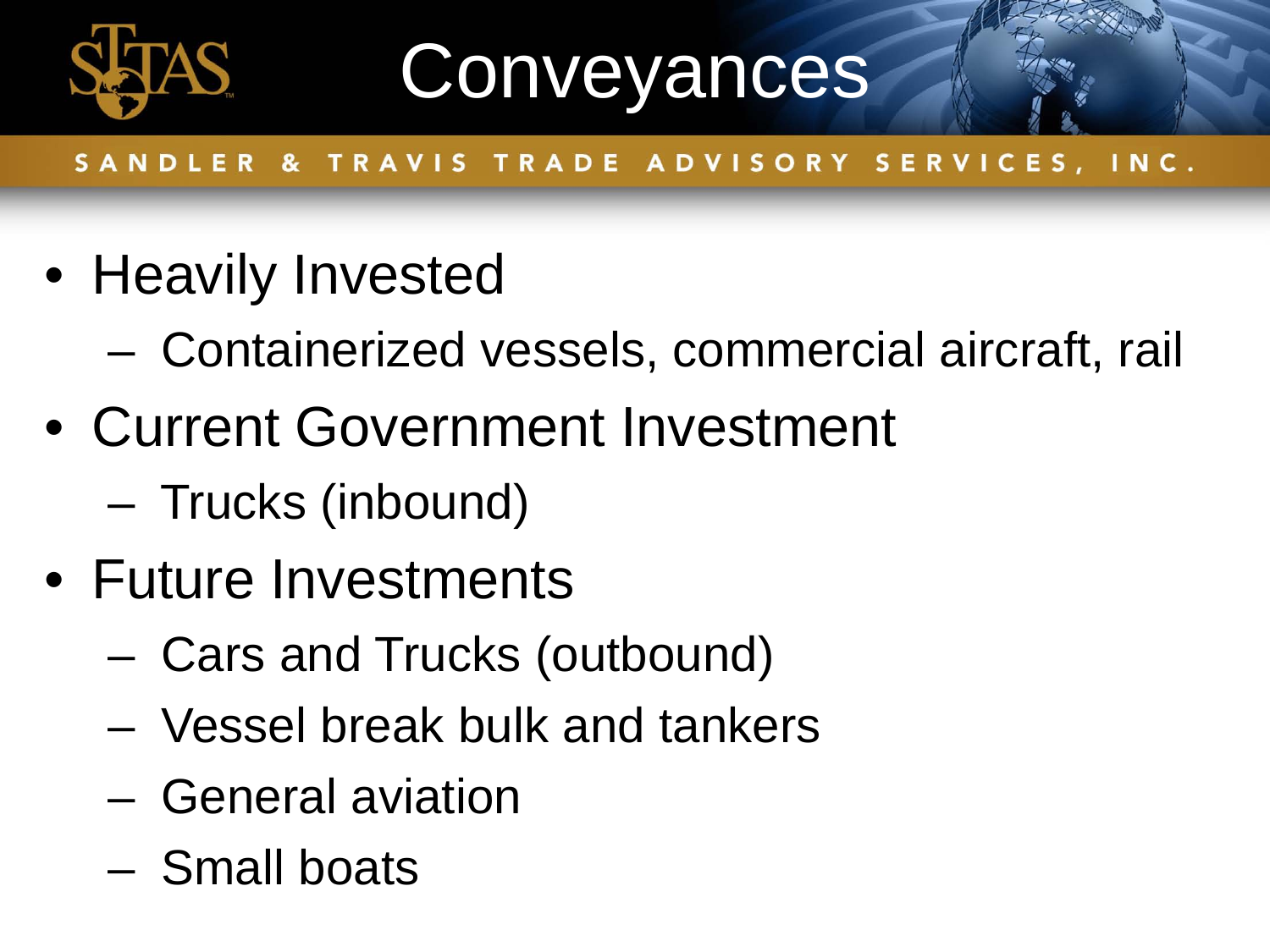# Conveyances

- Heavily Invested
  - Containerized vessels, commercial aircraft, rail
- Current Government Investment
  - Trucks (inbound)
- Future Investments
  - Cars and Trucks (outbound)
  - Vessel break bulk and tankers
  - General aviation
  - Small boats